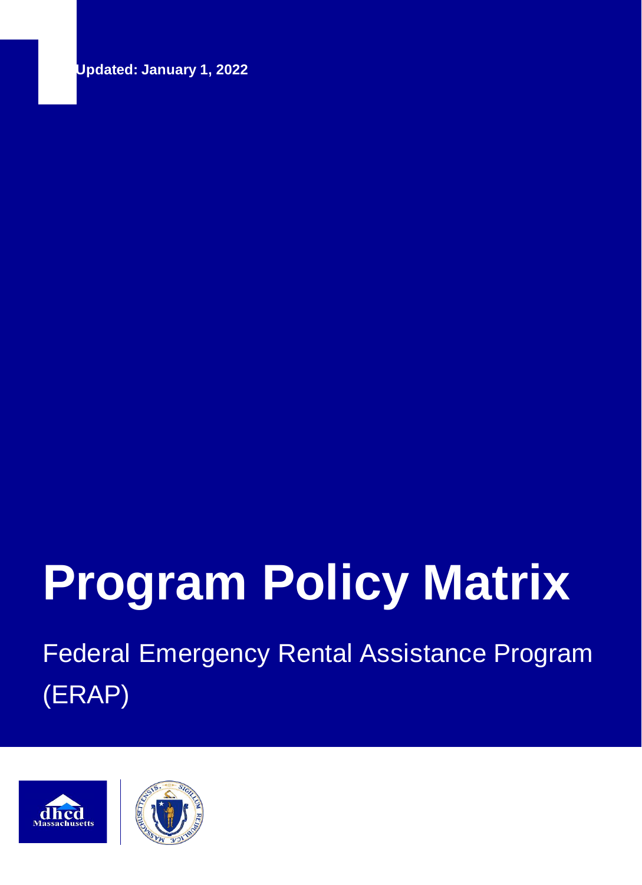**Updated: January 1, 2022**

# Program Policy Matrix

Federal Emergency Rental Assistance Program (ERAP)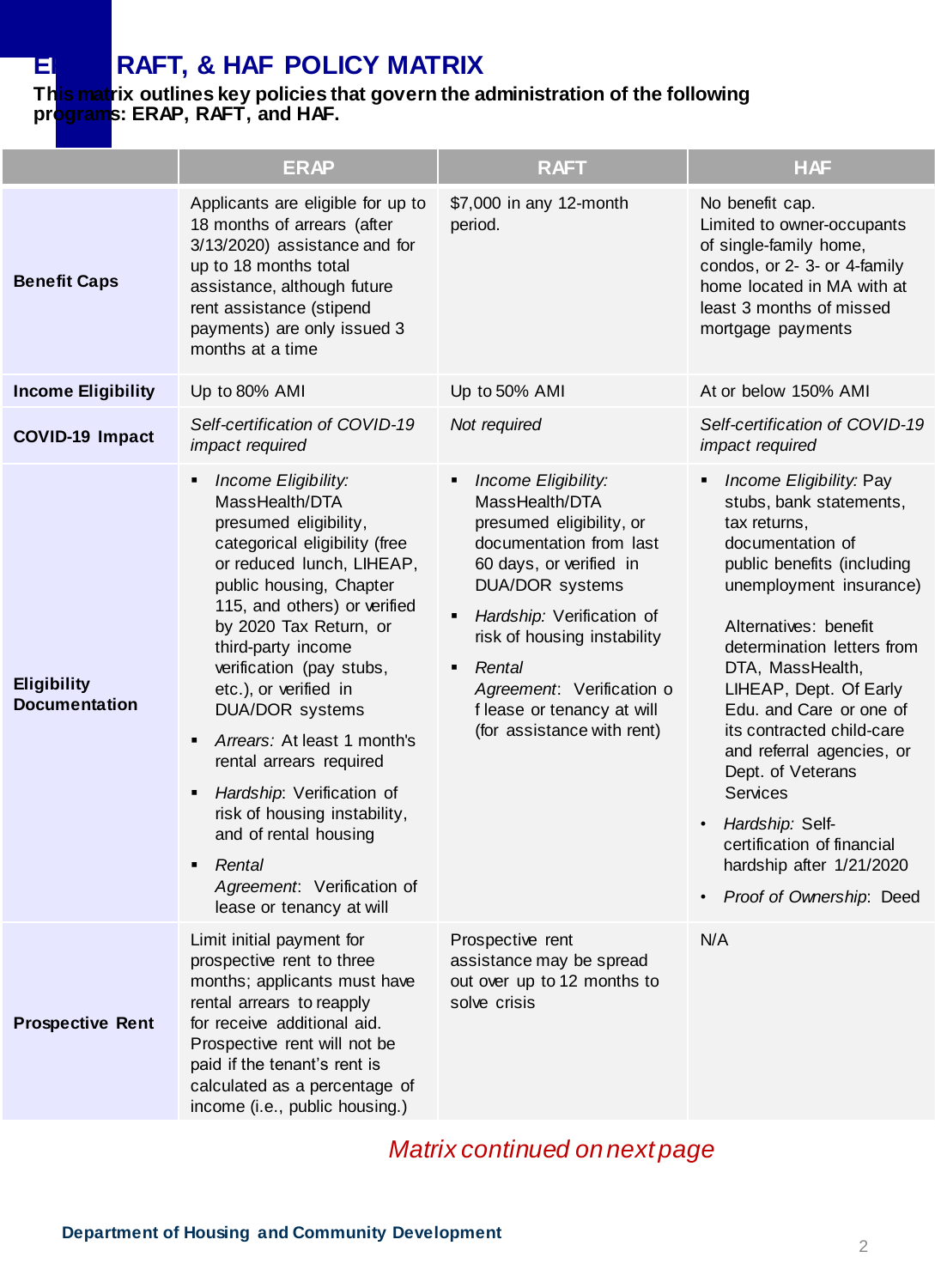# ERAP, RAFT, & HAF POLICY MATRIX

**This matrix outlines key policies that govern the administration of the following programs: ERAP, RAFT, and HAF.**

| | ERAP | RAFT | HAF |
|---|---|---|---|
| **Benefit Caps** | Applicants are eligible for up to 18 months of arrears (after 3/13/2020) assistance and for up to 18 months total assistance, although future rent assistance (stipend payments) are only issued 3 months at a time | $7,000 in any 12-month period. | No benefit cap. Limited to owner-occupants of single-family home, condos, or 2- 3- or 4-family home located in MA with at least 3 months of missed mortgage payments |
| **Income Eligibility** | Up to 80% AMI | Up to 50% AMI | At or below 150% AMI |
| **COVID-19 Impact** | *Self-certification of COVID-19 impact required* | *Not required* | *Self-certification of COVID-19 impact required* |
| **Eligibility Documentation** | ▪ *Income Eligibility:* MassHealth/DTA presumed eligibility, categorical eligibility (free or reduced lunch, LIHEAP, public housing, Chapter 115, and others) or verified by 2020 Tax Return, or third-party income verification (pay stubs, etc.), or verified in DUA/DOR systems<br>▪ *Arrears:* At least 1 month's rental arrears required<br>▪ *Hardship*: Verification of risk of housing instability, and of rental housing<br>▪ *Rental Agreement*: Verification of lease or tenancy at will | ▪ *Income Eligibility:* MassHealth/DTA presumed eligibility, or documentation from last 60 days, or verified in DUA/DOR systems<br>▪ *Hardship:* Verification of risk of housing instability<br>▪ *Rental Agreement*: Verification of lease or tenancy at will (for assistance with rent) | ▪ *Income Eligibility:* Pay stubs, bank statements, tax returns, documentation of public benefits (including unemployment insurance)<br><br>Alternatives: benefit determination letters from DTA, MassHealth, LIHEAP, Dept. Of Early Edu. and Care or one of its contracted child-care and referral agencies, or Dept. of Veterans Services<br>• *Hardship:* Self-certification of financial hardship after 1/21/2020<br>• *Proof of Ownership*: Deed |
| **Prospective Rent** | Limit initial payment for prospective rent to three months; applicants must have rental arrears to reapply for receive additional aid. Prospective rent will not be paid if the tenant's rent is calculated as a percentage of income (i.e., public housing.) | Prospective rent assistance may be spread out over up to 12 months to solve crisis | N/A |

*Matrix continued on next page*

**Department of Housing and Community Development**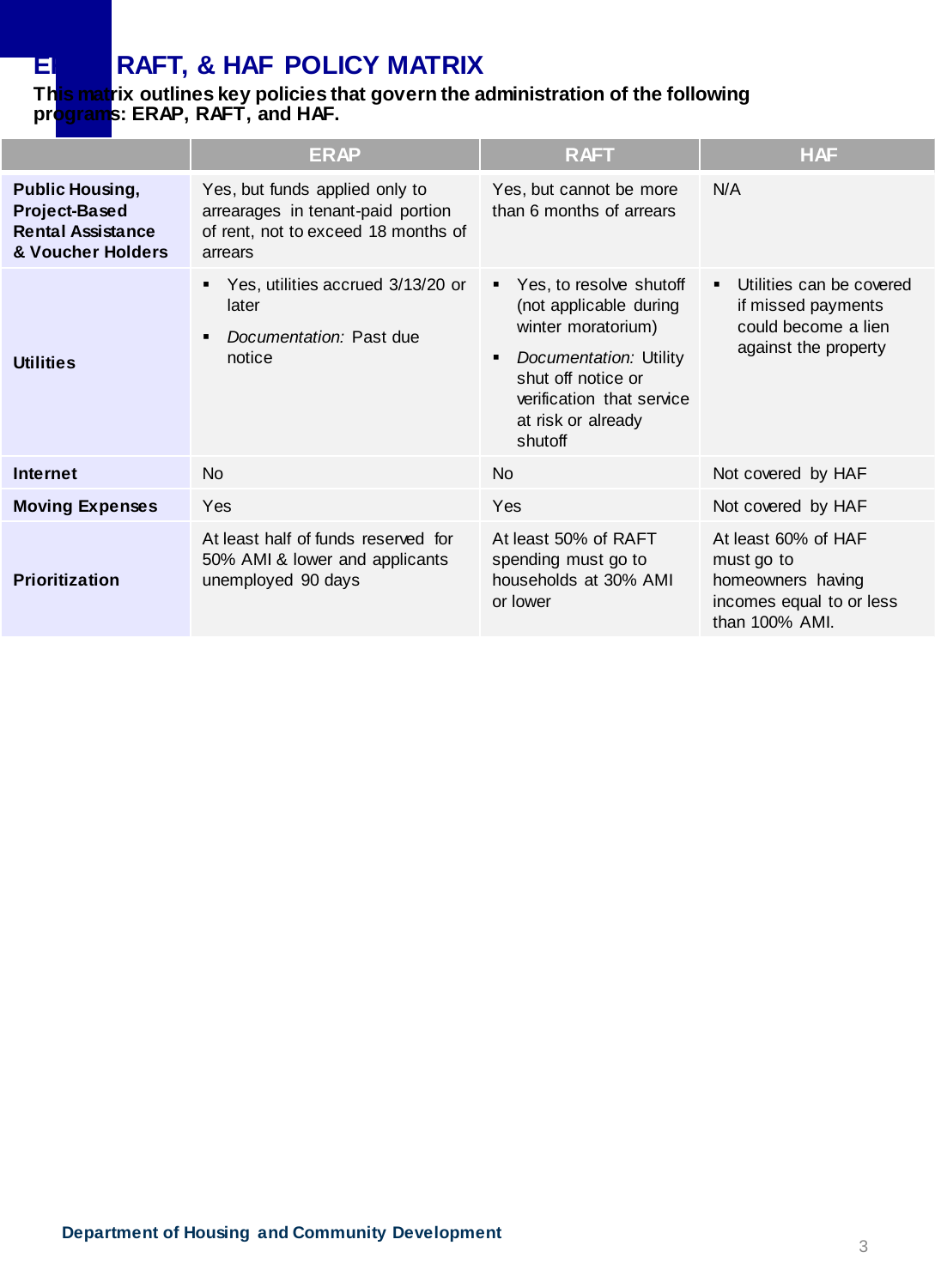# ERAP, RAFT, & HAF POLICY MATRIX

**This matrix outlines key policies that govern the administration of the following programs: ERAP, RAFT, and HAF.**

| | ERAP | RAFT | HAF |
|---|---|---|---|
| **Public Housing, Project-Based Rental Assistance & Voucher Holders** | Yes, but funds applied only to arrearages in tenant-paid portion of rent, not to exceed 18 months of arrears | Yes, but cannot be more than 6 months of arrears | N/A |
| **Utilities** | ▪ Yes, utilities accrued 3/13/20 or later<br>▪ *Documentation:* Past due notice | ▪ Yes, to resolve shutoff (not applicable during winter moratorium)<br>▪ *Documentation:* Utility shut off notice or verification that service at risk or already shutoff | ▪ Utilities can be covered if missed payments could become a lien against the property |
| **Internet** | No | No | Not covered by HAF |
| **Moving Expenses** | Yes | Yes | Not covered by HAF |
| **Prioritization** | At least half of funds reserved for 50% AMI & lower and applicants unemployed 90 days | At least 50% of RAFT spending must go to households at 30% AMI or lower | At least 60% of HAF must go to homeowners having incomes equal to or less than 100% AMI. |

Department of Housing and Community Development